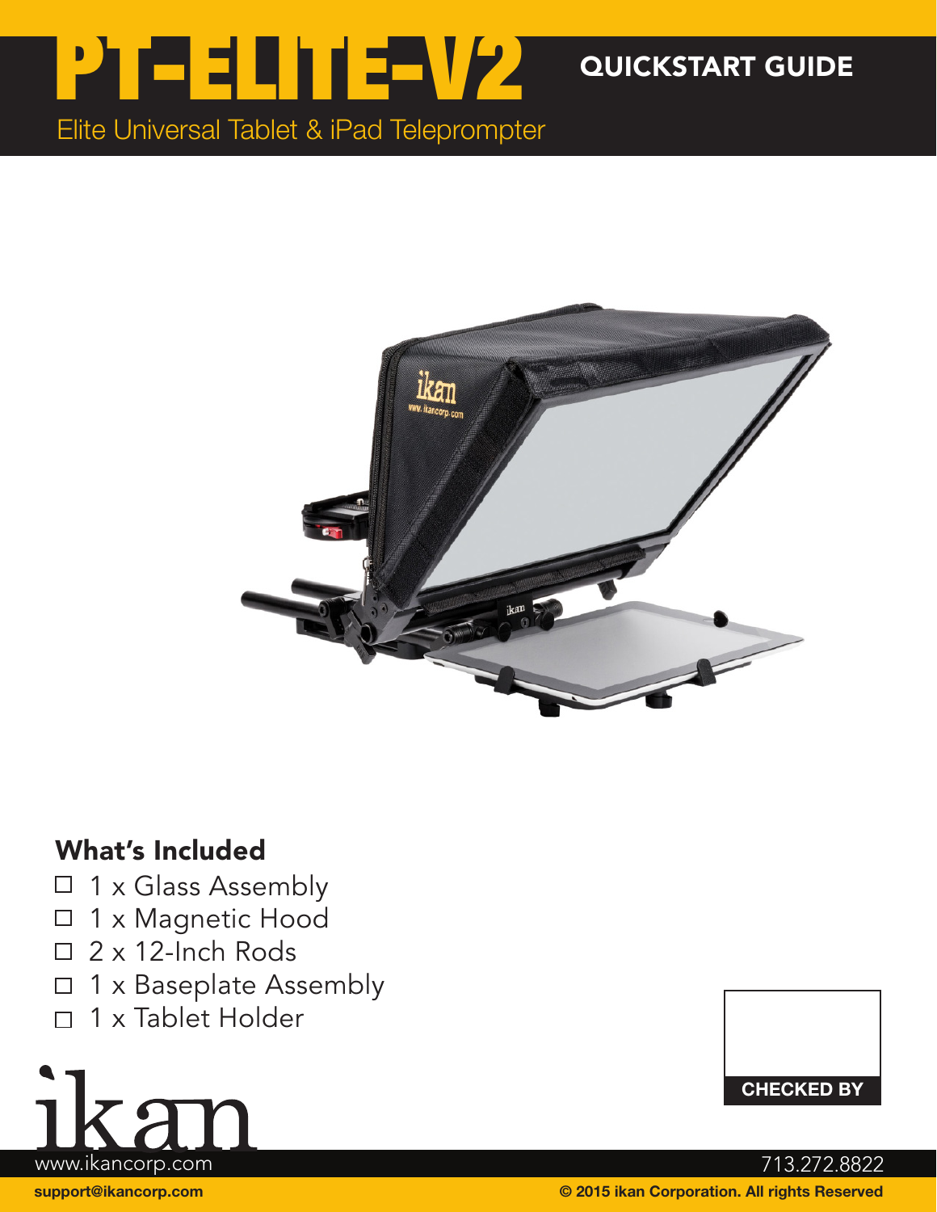# PT-ELITE-V2

QUICKSTART GUIDE

Elite Universal Tablet & iPad Teleprompter

## What's Included

- ☐ 1 x Glass Assembly
- ☐ 1 x Magnetic Hood
- ☐ 2 x 12-Inch Rods
- ☐ 1 x Baseplate Assembly
- ☐ 1 x Tablet Holder

CHECKED BY

ikan

www.ikancorp.com

713.272.8822

support@ikancorp.com

© 2015 ikan Corporation. All rights Reserved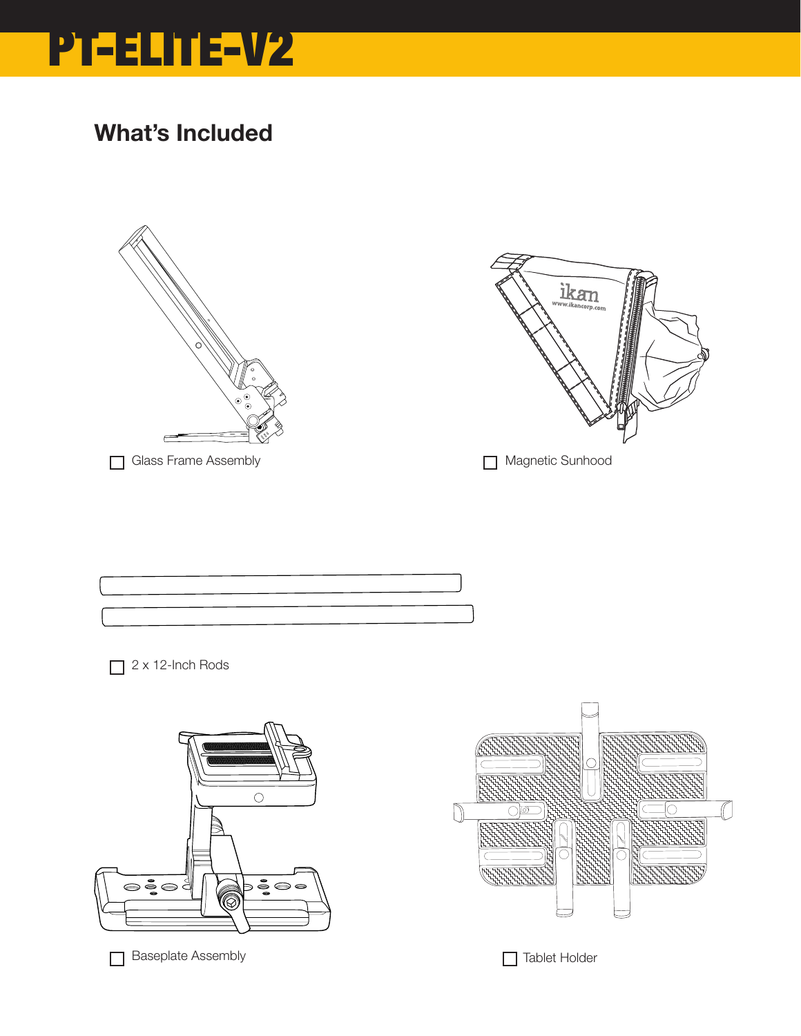# PT-ELITE-V2

## What's Included

- [ ] Glass Frame Assembly
- [ ] Magnetic Sunhood
- [ ] 2 x 12-Inch Rods
- [ ] Baseplate Assembly
- [ ] Tablet Holder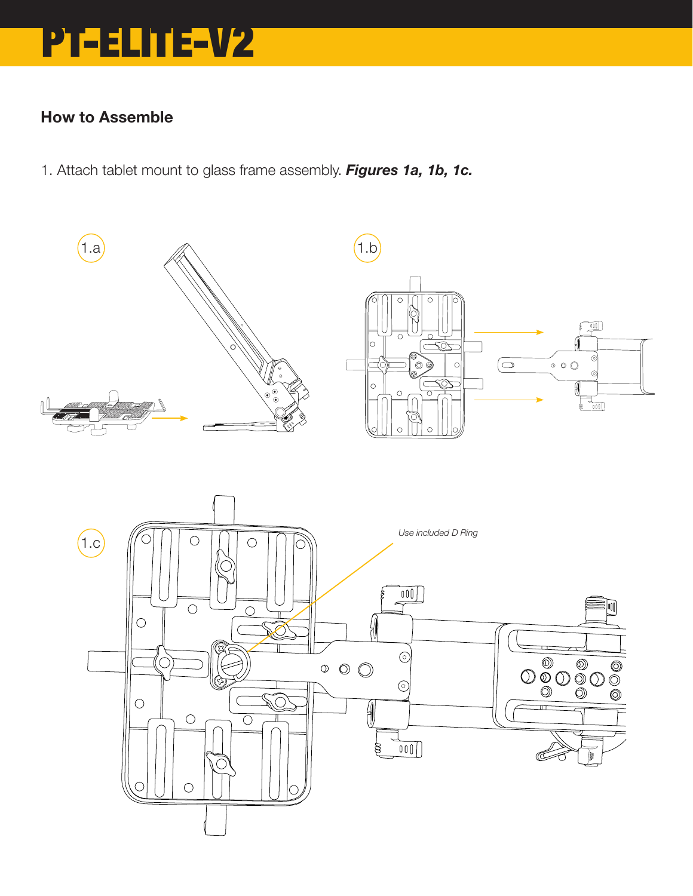# PT-ELITE-V2

## How to Assemble

1. Attach tablet mount to glass frame assembly. ***Figures 1a, 1b, 1c.***

1.a

1.b

1.c

*Use included D Ring*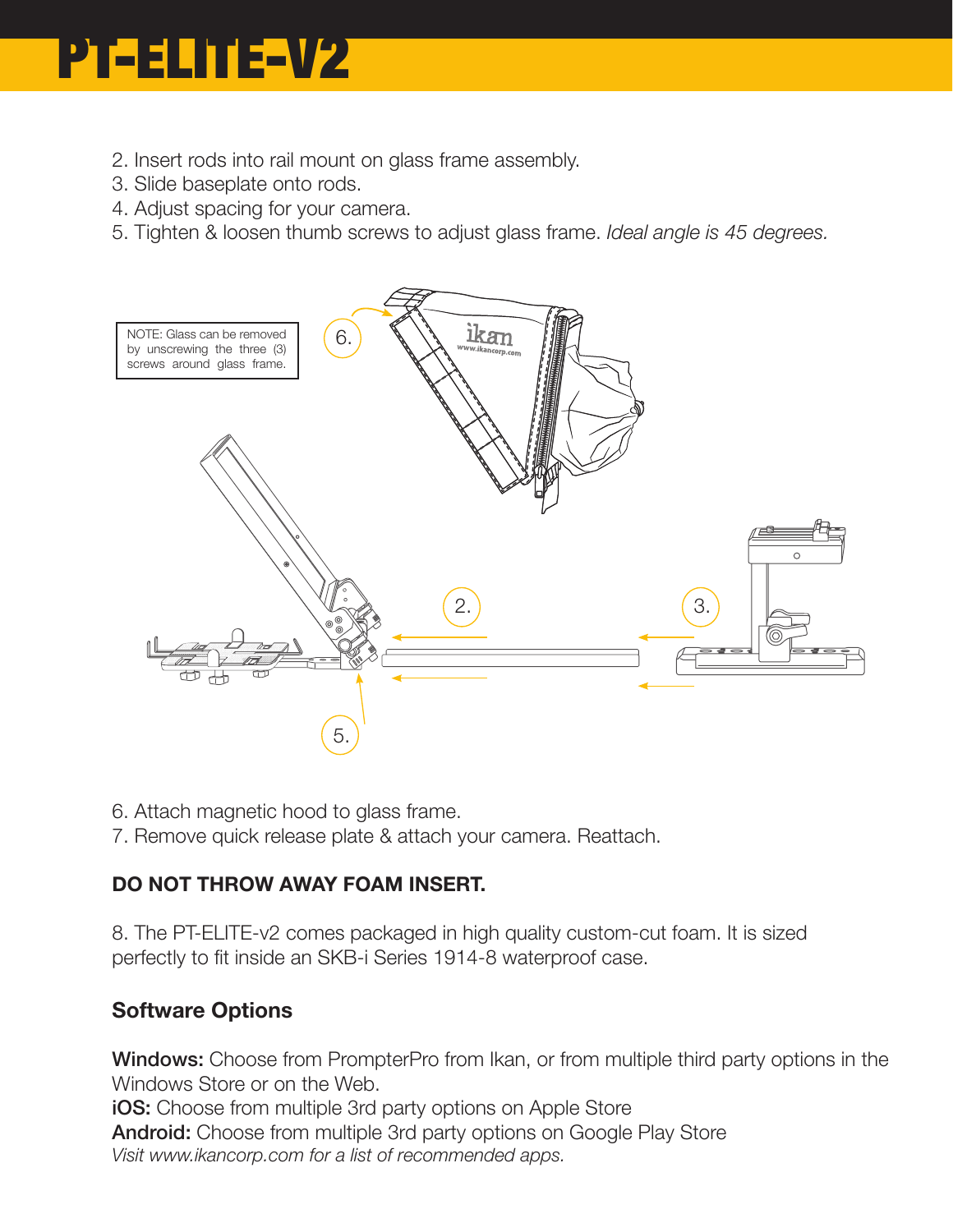# PT-ELITE-V2

2. Insert rods into rail mount on glass frame assembly.
3. Slide baseplate onto rods.
4. Adjust spacing for your camera.
5. Tighten & loosen thumb screws to adjust glass frame. *Ideal angle is 45 degrees.*

NOTE: Glass can be removed by unscrewing the three (3) screws around glass frame.

6. Attach magnetic hood to glass frame.
7. Remove quick release plate & attach your camera. Reattach.

**DO NOT THROW AWAY FOAM INSERT.**

8. The PT-ELITE-v2 comes packaged in high quality custom-cut foam. It is sized perfectly to fit inside an SKB-i Series 1914-8 waterproof case.

### Software Options

**Windows:** Choose from PrompterPro from Ikan, or from multiple third party options in the Windows Store or on the Web.
**iOS:** Choose from multiple 3rd party options on Apple Store
**Android:** Choose from multiple 3rd party options on Google Play Store
*Visit www.ikancorp.com for a list of recommended apps.*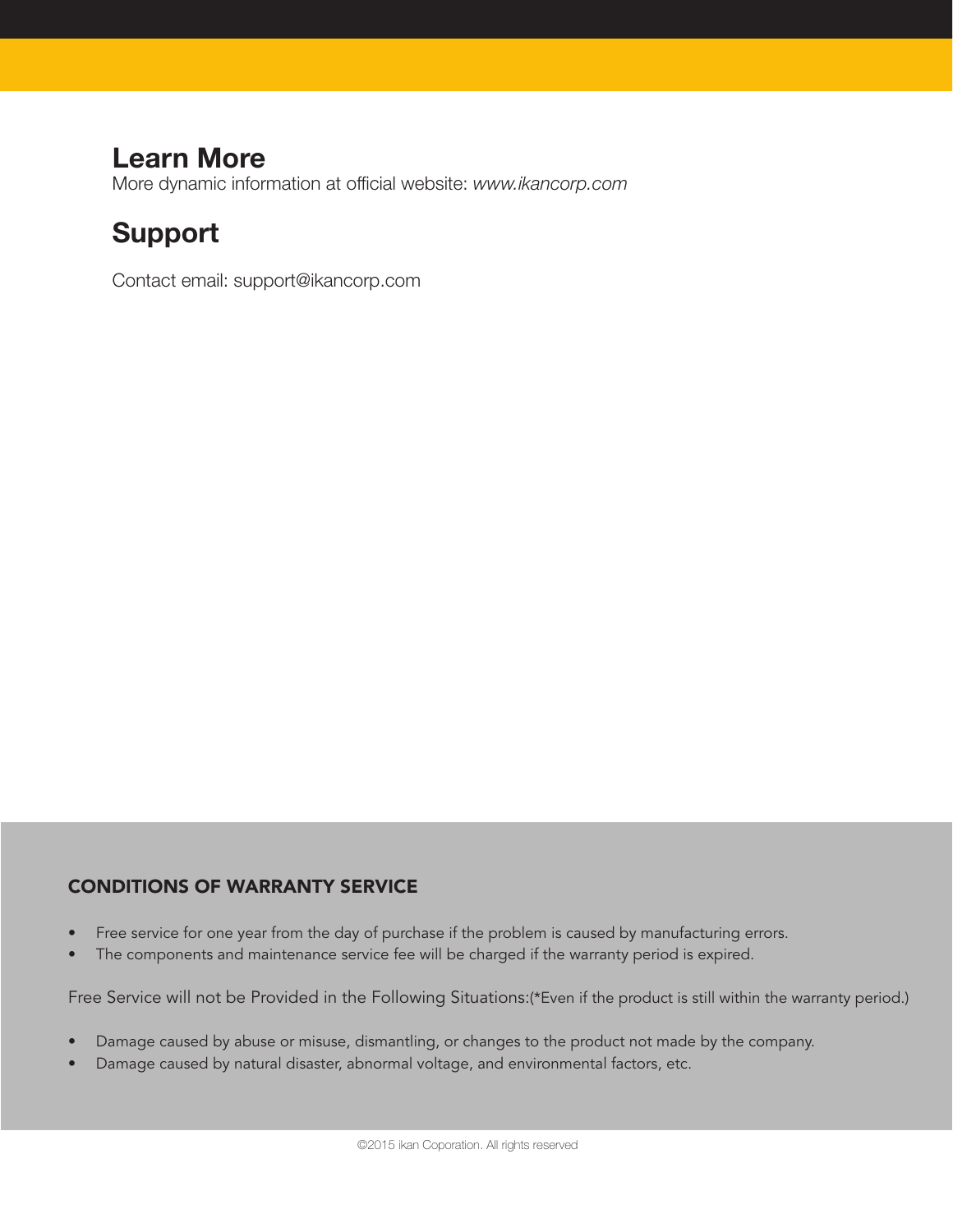## Learn More

More dynamic information at official website: *www.ikancorp.com*

## Support

Contact email: support@ikancorp.com

### CONDITIONS OF WARRANTY SERVICE

- Free service for one year from the day of purchase if the problem is caused by manufacturing errors.
- The components and maintenance service fee will be charged if the warranty period is expired.

Free Service will not be Provided in the Following Situations:(*Even if the product is still within the warranty period.)

- Damage caused by abuse or misuse, dismantling, or changes to the product not made by the company.
- Damage caused by natural disaster, abnormal voltage, and environmental factors, etc.

©2015 ikan Coporation. All rights reserved